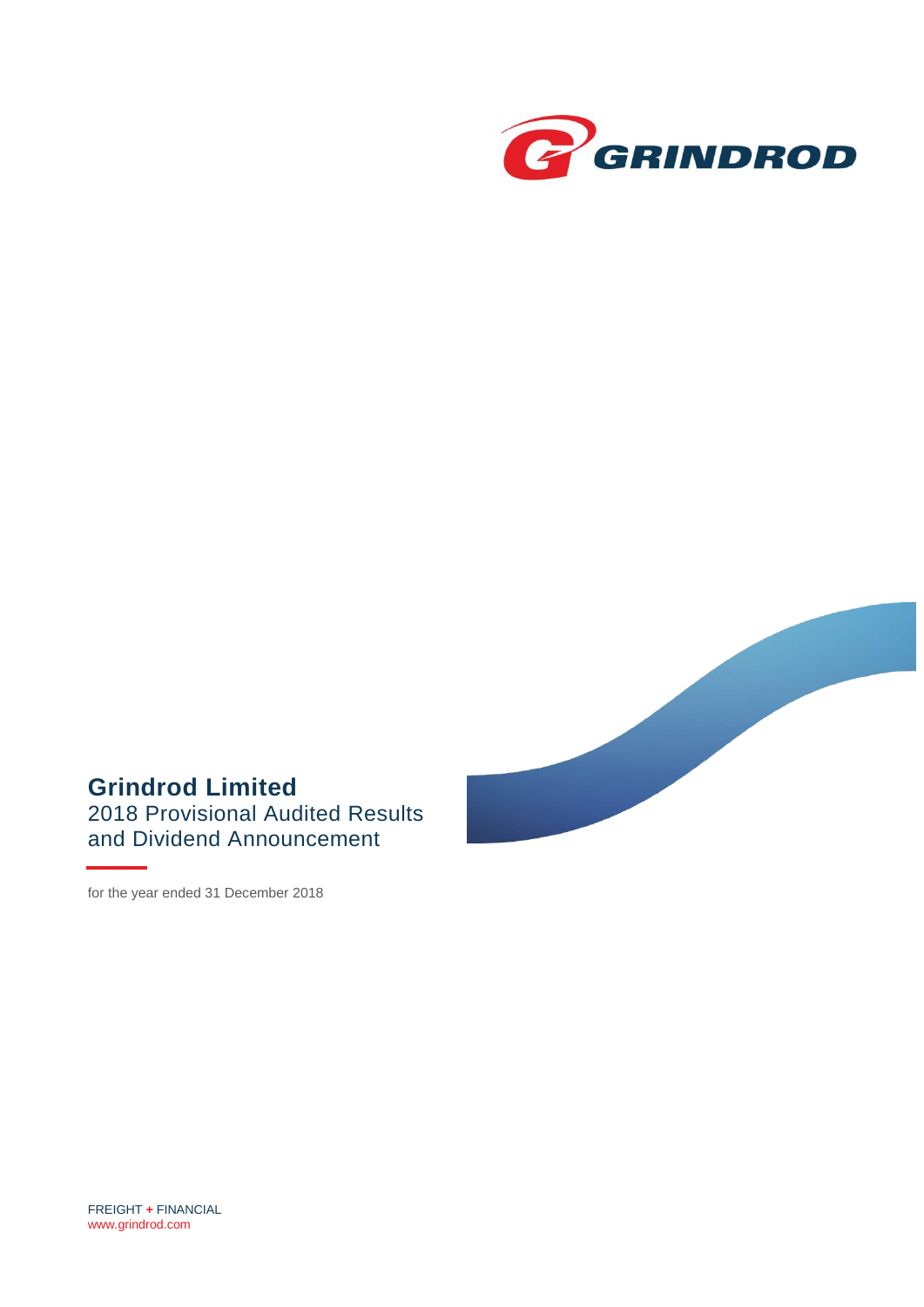GRINDROD

# Grindrod Limited

## 2018 Provisional Audited Results and Dividend Announcement

for the year ended 31 December 2018

FREIGHT + FINANCIAL
www.grindrod.com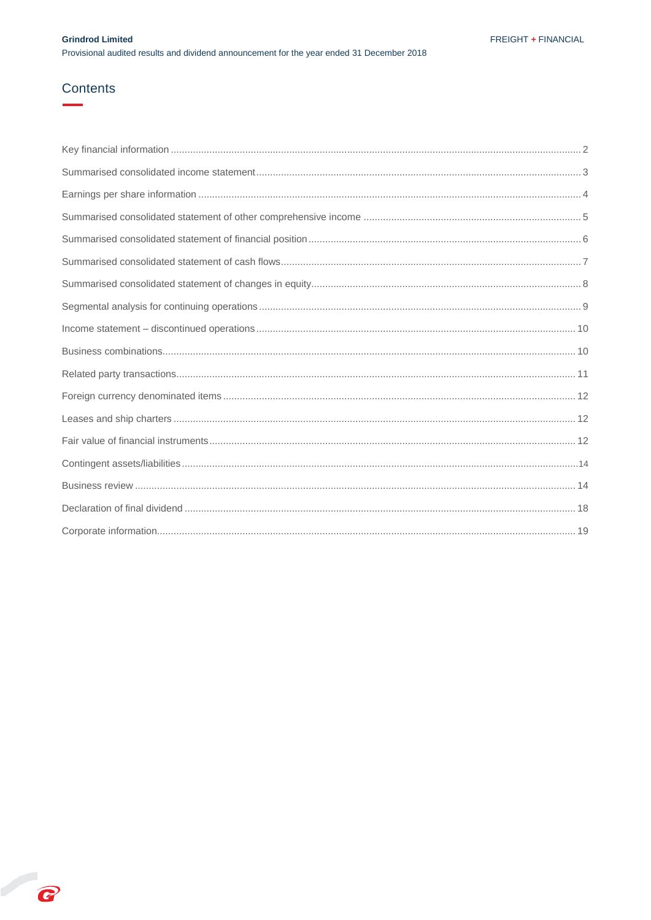# Contents

| | |
|---|---|
| Key financial information | 2 |
| Summarised consolidated income statement | 3 |
| Earnings per share information | 4 |
| Summarised consolidated statement of other comprehensive income | 5 |
| Summarised consolidated statement of financial position | 6 |
| Summarised consolidated statement of cash flows | 7 |
| Summarised consolidated statement of changes in equity | 8 |
| Segmental analysis for continuing operations | 9 |
| Income statement – discontinued operations | 10 |
| Business combinations | 10 |
| Related party transactions | 11 |
| Foreign currency denominated items | 12 |
| Leases and ship charters | 12 |
| Fair value of financial instruments | 12 |
| Contingent assets/liabilities | 14 |
| Business review | 14 |
| Declaration of final dividend | 18 |
| Corporate information | 19 |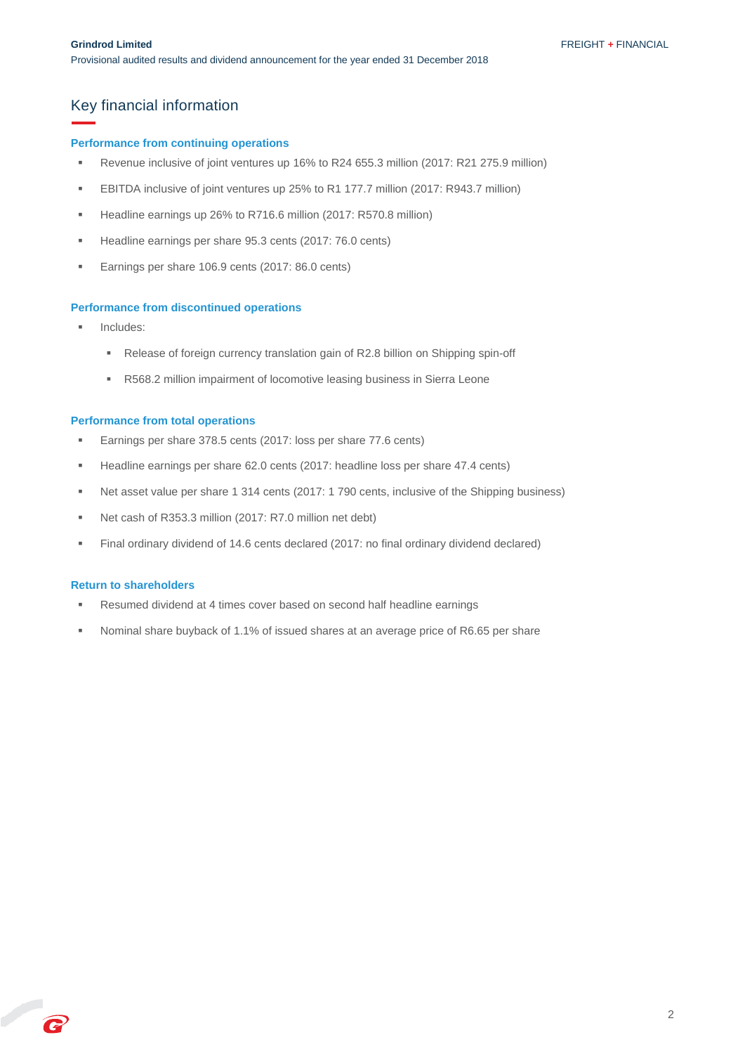# Key financial information

### Performance from continuing operations

- Revenue inclusive of joint ventures up 16% to R24 655.3 million (2017: R21 275.9 million)
- EBITDA inclusive of joint ventures up 25% to R1 177.7 million (2017: R943.7 million)
- Headline earnings up 26% to R716.6 million (2017: R570.8 million)
- Headline earnings per share 95.3 cents (2017: 76.0 cents)
- Earnings per share 106.9 cents (2017: 86.0 cents)

### Performance from discontinued operations

- Includes:
  - Release of foreign currency translation gain of R2.8 billion on Shipping spin-off
  - R568.2 million impairment of locomotive leasing business in Sierra Leone

### Performance from total operations

- Earnings per share 378.5 cents (2017: loss per share 77.6 cents)
- Headline earnings per share 62.0 cents (2017: headline loss per share 47.4 cents)
- Net asset value per share 1 314 cents (2017: 1 790 cents, inclusive of the Shipping business)
- Net cash of R353.3 million (2017: R7.0 million net debt)
- Final ordinary dividend of 14.6 cents declared (2017: no final ordinary dividend declared)

### Return to shareholders

- Resumed dividend at 4 times cover based on second half headline earnings
- Nominal share buyback of 1.1% of issued shares at an average price of R6.65 per share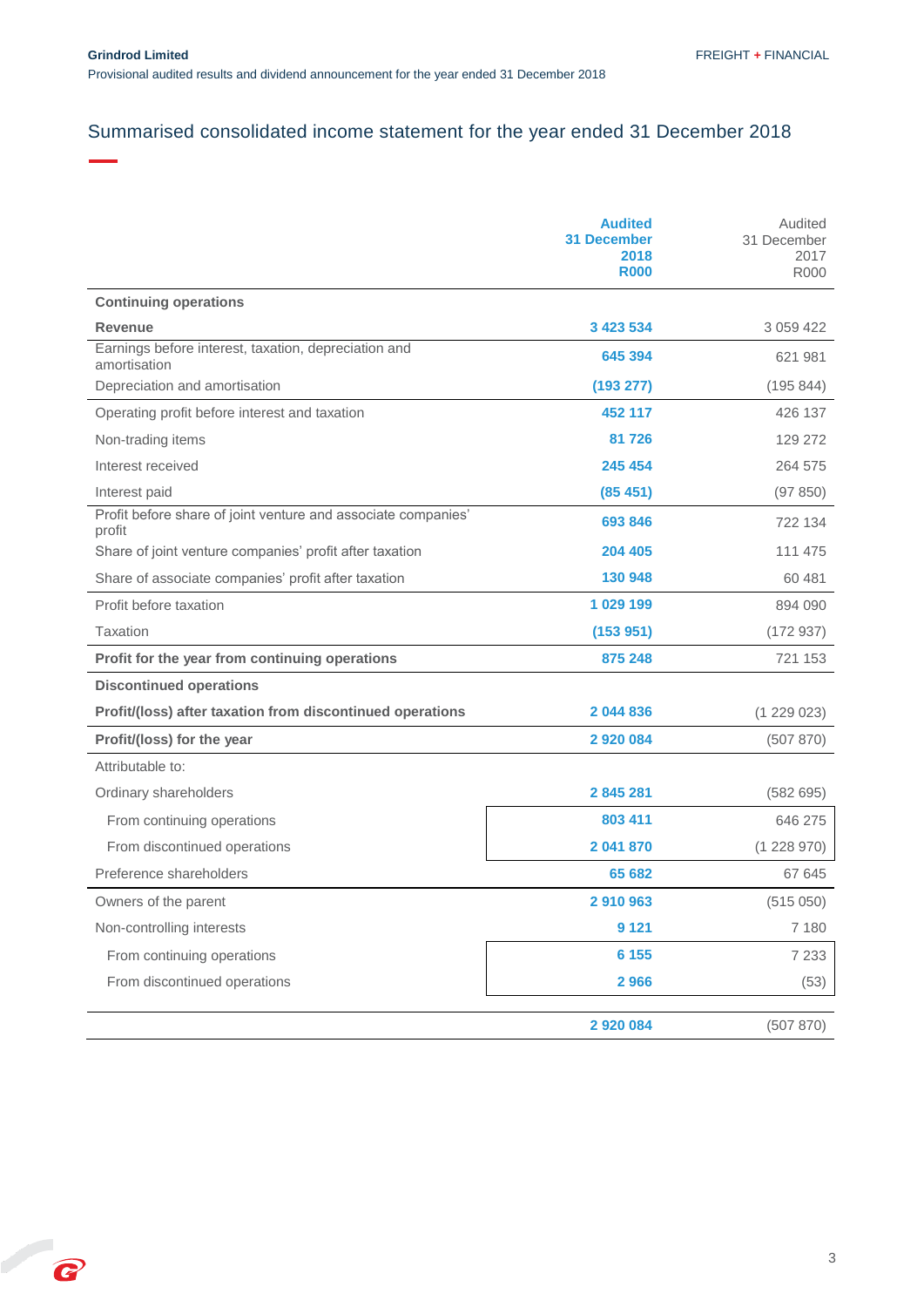# Summarised consolidated income statement for the year ended 31 December 2018

| | **Audited 31 December 2018 R000** | Audited 31 December 2017 R000 |
|---|---|---|
| **Continuing operations** | | |
| **Revenue** | **3 423 534** | 3 059 422 |
| Earnings before interest, taxation, depreciation and amortisation | **645 394** | 621 981 |
| Depreciation and amortisation | **(193 277)** | (195 844) |
| Operating profit before interest and taxation | **452 117** | 426 137 |
| Non-trading items | **81 726** | 129 272 |
| Interest received | **245 454** | 264 575 |
| Interest paid | **(85 451)** | (97 850) |
| Profit before share of joint venture and associate companies' profit | **693 846** | 722 134 |
| Share of joint venture companies' profit after taxation | **204 405** | 111 475 |
| Share of associate companies' profit after taxation | **130 948** | 60 481 |
| Profit before taxation | **1 029 199** | 894 090 |
| Taxation | **(153 951)** | (172 937) |
| **Profit for the year from continuing operations** | **875 248** | 721 153 |
| **Discontinued operations** | | |
| **Profit/(loss) after taxation from discontinued operations** | **2 044 836** | (1 229 023) |
| **Profit/(loss) for the year** | **2 920 084** | (507 870) |
| Attributable to: | | |
| Ordinary shareholders | **2 845 281** | (582 695) |
| From continuing operations | **803 411** | 646 275 |
| From discontinued operations | **2 041 870** | (1 228 970) |
| Preference shareholders | **65 682** | 67 645 |
| Owners of the parent | **2 910 963** | (515 050) |
| Non-controlling interests | **9 121** | 7 180 |
| From continuing operations | **6 155** | 7 233 |
| From discontinued operations | **2 966** | (53) |
| | **2 920 084** | (507 870) |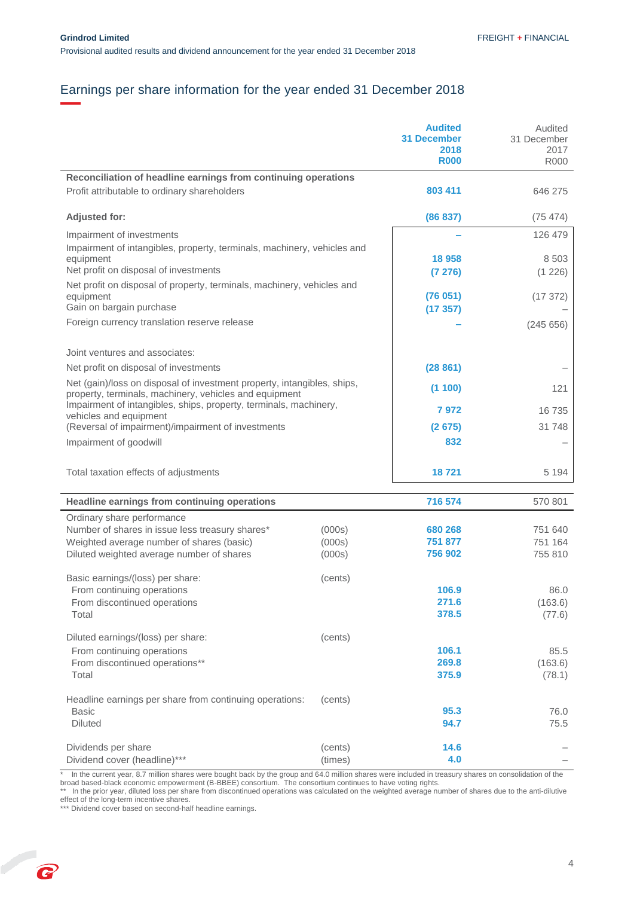# Earnings per share information for the year ended 31 December 2018

| | | Audited 31 December 2018 R000 | Audited 31 December 2017 R000 |
|---|---|---|---|
| **Reconciliation of headline earnings from continuing operations** | | | |
| Profit attributable to ordinary shareholders | | **803 411** | 646 275 |
| **Adjusted for:** | | **(86 837)** | (75 474) |
| Impairment of investments | | – | 126 479 |
| Impairment of intangibles, property, terminals, machinery, vehicles and equipment | | 18 958 | 8 503 |
| Net profit on disposal of investments | | (7 276) | (1 226) |
| Net profit on disposal of property, terminals, machinery, vehicles and equipment | | (76 051) | (17 372) |
| Gain on bargain purchase | | (17 357) | – |
| Foreign currency translation reserve release | | – | (245 656) |
| Joint ventures and associates: | | | |
| Net profit on disposal of investments | | (28 861) | – |
| Net (gain)/loss on disposal of investment property, intangibles, ships, property, terminals, machinery, vehicles and equipment | | (1 100) | 121 |
| Impairment of intangibles, ships, property, terminals, machinery, vehicles and equipment | | 7 972 | 16 735 |
| (Reversal of impairment)/impairment of investments | | (2 675) | 31 748 |
| Impairment of goodwill | | 832 | – |
| Total taxation effects of adjustments | | 18 721 | 5 194 |
| **Headline earnings from continuing operations** | | **716 574** | 570 801 |
| Ordinary share performance | | | |
| Number of shares in issue less treasury shares* | (000s) | **680 268** | 751 640 |
| Weighted average number of shares (basic) | (000s) | **751 877** | 751 164 |
| Diluted weighted average number of shares | (000s) | **756 902** | 755 810 |
| Basic earnings/(loss) per share: | (cents) | | |
| From continuing operations | | **106.9** | 86.0 |
| From discontinued operations | | **271.6** | (163.6) |
| Total | | **378.5** | (77.6) |
| Diluted earnings/(loss) per share: | (cents) | | |
| From continuing operations | | **106.1** | 85.5 |
| From discontinued operations** | | **269.8** | (163.6) |
| Total | | **375.9** | (78.1) |
| Headline earnings per share from continuing operations: | (cents) | | |
| Basic | | **95.3** | 76.0 |
| Diluted | | **94.7** | 75.5 |
| Dividends per share | (cents) | **14.6** | – |
| Dividend cover (headline)*** | (times) | **4.0** | – |

\* In the current year, 8.7 million shares were bought back by the group and 64.0 million shares were included in treasury shares on consolidation of the broad based-black economic empowerment (B-BBEE) consortium. The consortium continues to have voting rights.
** In the prior year, diluted loss per share from discontinued operations was calculated on the weighted average number of shares due to the anti-dilutive effect of the long-term incentive shares.
*** Dividend cover based on second-half headline earnings.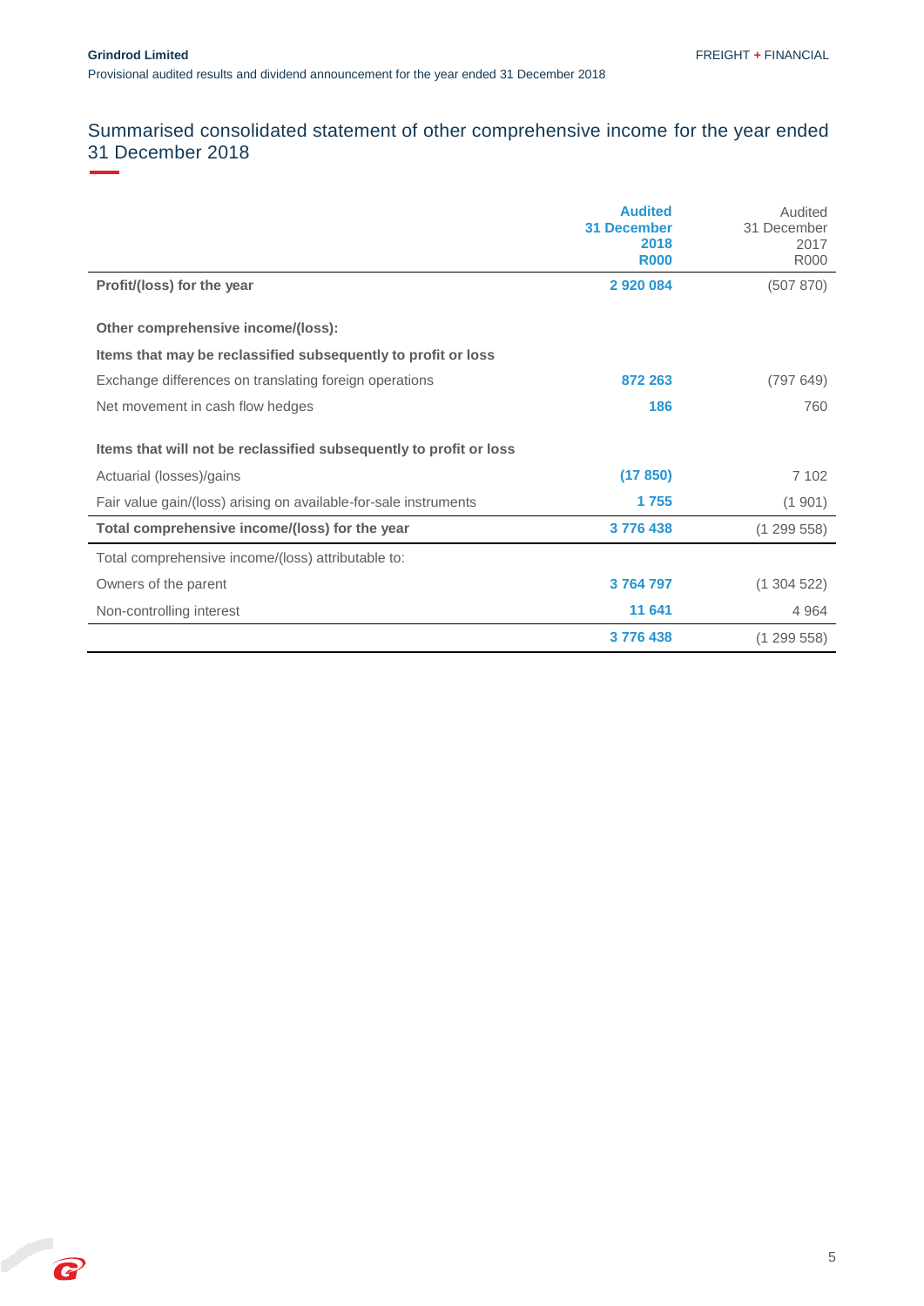## Summarised consolidated statement of other comprehensive income for the year ended 31 December 2018

| | **Audited 31 December 2018 R000** | Audited 31 December 2017 R000 |
|---|---|---|
| **Profit/(loss) for the year** | **2 920 084** | (507 870) |
| **Other comprehensive income/(loss):** | | |
| **Items that may be reclassified subsequently to profit or loss** | | |
| Exchange differences on translating foreign operations | **872 263** | (797 649) |
| Net movement in cash flow hedges | **186** | 760 |
| **Items that will not be reclassified subsequently to profit or loss** | | |
| Actuarial (losses)/gains | **(17 850)** | 7 102 |
| Fair value gain/(loss) arising on available-for-sale instruments | **1 755** | (1 901) |
| **Total comprehensive income/(loss) for the year** | **3 776 438** | (1 299 558) |
| Total comprehensive income/(loss) attributable to: | | |
| Owners of the parent | **3 764 797** | (1 304 522) |
| Non-controlling interest | **11 641** | 4 964 |
| | **3 776 438** | (1 299 558) |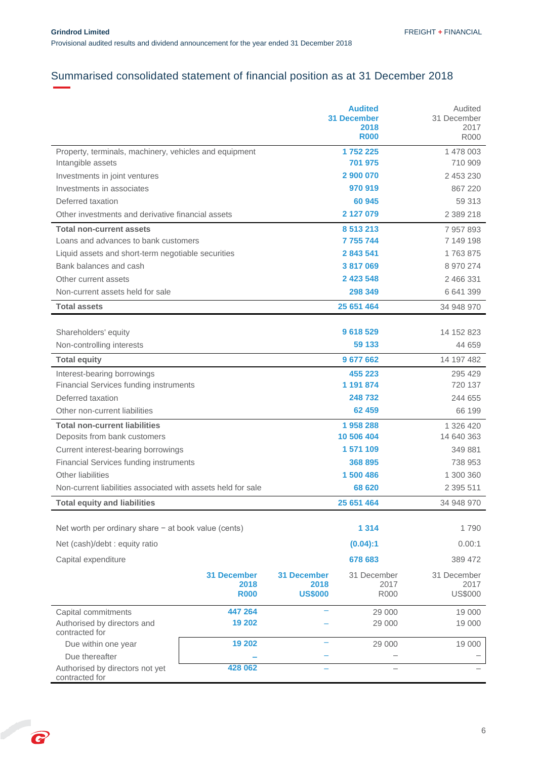## Summarised consolidated statement of financial position as at 31 December 2018

| | Audited 31 December 2018 R000 | Audited 31 December 2017 R000 |
|---|---|---|
| Property, terminals, machinery, vehicles and equipment | 1 752 225 | 1 478 003 |
| Intangible assets | 701 975 | 710 909 |
| Investments in joint ventures | 2 900 070 | 2 453 230 |
| Investments in associates | 970 919 | 867 220 |
| Deferred taxation | 60 945 | 59 313 |
| Other investments and derivative financial assets | 2 127 079 | 2 389 218 |
| **Total non-current assets** | **8 513 213** | **7 957 893** |
| Loans and advances to bank customers | 7 755 744 | 7 149 198 |
| Liquid assets and short-term negotiable securities | 2 843 541 | 1 763 875 |
| Bank balances and cash | 3 817 069 | 8 970 274 |
| Other current assets | 2 423 548 | 2 466 331 |
| Non-current assets held for sale | 298 349 | 6 641 399 |
| **Total assets** | **25 651 464** | **34 948 970** |
| | | |
| Shareholders' equity | 9 618 529 | 14 152 823 |
| Non-controlling interests | 59 133 | 44 659 |
| **Total equity** | **9 677 662** | **14 197 482** |
| Interest-bearing borrowings | 455 223 | 295 429 |
| Financial Services funding instruments | 1 191 874 | 720 137 |
| Deferred taxation | 248 732 | 244 655 |
| Other non-current liabilities | 62 459 | 66 199 |
| **Total non-current liabilities** | **1 958 288** | **1 326 420** |
| Deposits from bank customers | 10 506 404 | 14 640 363 |
| Current interest-bearing borrowings | 1 571 109 | 349 881 |
| Financial Services funding instruments | 368 895 | 738 953 |
| Other liabilities | 1 500 486 | 1 300 360 |
| Non-current liabilities associated with assets held for sale | 68 620 | 2 395 511 |
| **Total equity and liabilities** | **25 651 464** | **34 948 970** |
| | | |
| Net worth per ordinary share − at book value (cents) | 1 314 | 1 790 |
| Net (cash)/debt : equity ratio | (0.04):1 | 0.00:1 |
| Capital expenditure | 678 683 | 389 472 |

| | 31 December 2018 R000 | 31 December 2018 US$000 | 31 December 2017 R000 | 31 December 2017 US$000 |
|---|---|---|---|---|
| Capital commitments | 447 264 | – | 29 000 | 19 000 |
| Authorised by directors and contracted for | 19 202 | – | 29 000 | 19 000 |
| Due within one year | 19 202 | – | 29 000 | 19 000 |
| Due thereafter | – | – | – | – |
| Authorised by directors not yet contracted for | 428 062 | – | – | – |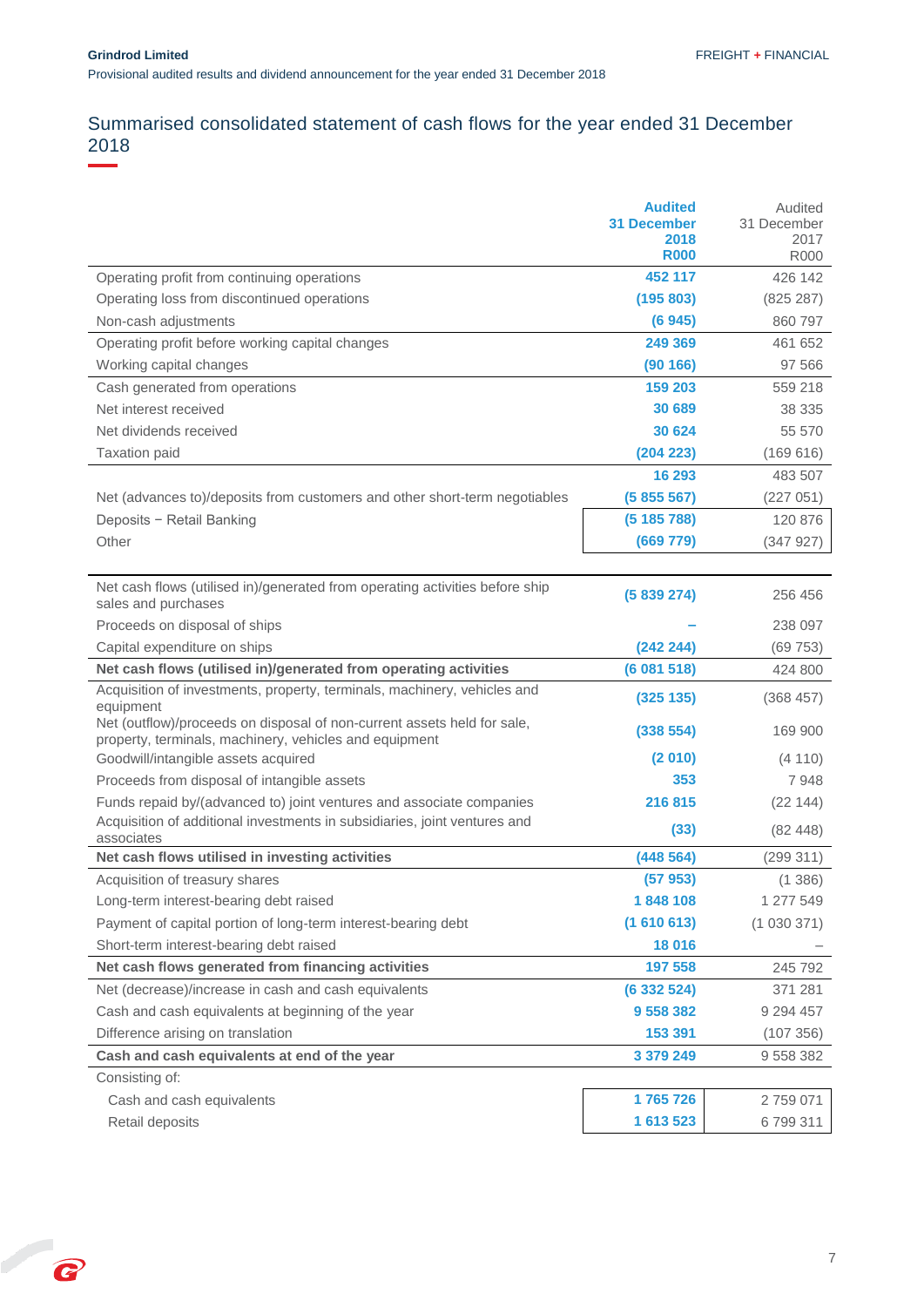# Summarised consolidated statement of cash flows for the year ended 31 December 2018

| | Audited 31 December 2018 R000 | Audited 31 December 2017 R000 |
|---|---|---|
| Operating profit from continuing operations | 452 117 | 426 142 |
| Operating loss from discontinued operations | (195 803) | (825 287) |
| Non-cash adjustments | (6 945) | 860 797 |
| Operating profit before working capital changes | 249 369 | 461 652 |
| Working capital changes | (90 166) | 97 566 |
| Cash generated from operations | 159 203 | 559 218 |
| Net interest received | 30 689 | 38 335 |
| Net dividends received | 30 624 | 55 570 |
| Taxation paid | (204 223) | (169 616) |
| | 16 293 | 483 507 |
| Net (advances to)/deposits from customers and other short-term negotiables | (5 855 567) | (227 051) |
| Deposits – Retail Banking | (5 185 788) | 120 876 |
| Other | (669 779) | (347 927) |
| Net cash flows (utilised in)/generated from operating activities before ship sales and purchases | (5 839 274) | 256 456 |
| Proceeds on disposal of ships | – | 238 097 |
| Capital expenditure on ships | (242 244) | (69 753) |
| **Net cash flows (utilised in)/generated from operating activities** | **(6 081 518)** | **424 800** |
| Acquisition of investments, property, terminals, machinery, vehicles and equipment | (325 135) | (368 457) |
| Net (outflow)/proceeds on disposal of non-current assets held for sale, property, terminals, machinery, vehicles and equipment | (338 554) | 169 900 |
| Goodwill/intangible assets acquired | (2 010) | (4 110) |
| Proceeds from disposal of intangible assets | 353 | 7 948 |
| Funds repaid by/(advanced to) joint ventures and associate companies | 216 815 | (22 144) |
| Acquisition of additional investments in subsidiaries, joint ventures and associates | (33) | (82 448) |
| **Net cash flows utilised in investing activities** | **(448 564)** | **(299 311)** |
| Acquisition of treasury shares | (57 953) | (1 386) |
| Long-term interest-bearing debt raised | 1 848 108 | 1 277 549 |
| Payment of capital portion of long-term interest-bearing debt | (1 610 613) | (1 030 371) |
| Short-term interest-bearing debt raised | 18 016 | – |
| **Net cash flows generated from financing activities** | **197 558** | **245 792** |
| Net (decrease)/increase in cash and cash equivalents | (6 332 524) | 371 281 |
| Cash and cash equivalents at beginning of the year | 9 558 382 | 9 294 457 |
| Difference arising on translation | 153 391 | (107 356) |
| **Cash and cash equivalents at end of the year** | **3 379 249** | **9 558 382** |
| Consisting of: | | |
| Cash and cash equivalents | 1 765 726 | 2 759 071 |
| Retail deposits | 1 613 523 | 6 799 311 |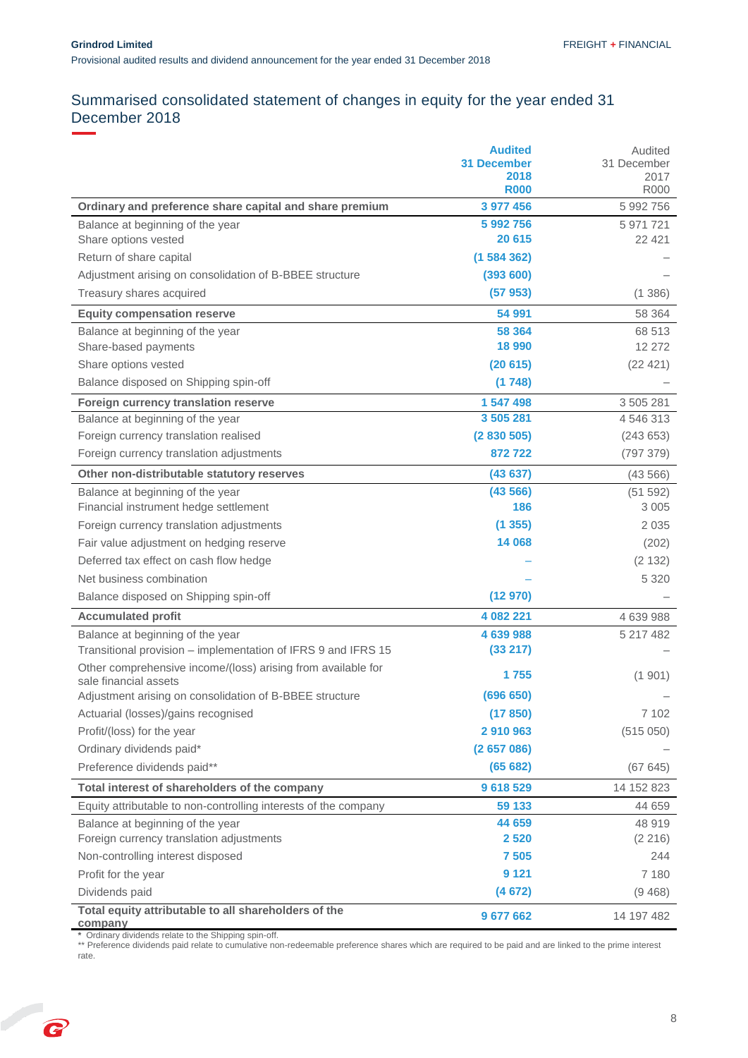# Summarised consolidated statement of changes in equity for the year ended 31 December 2018

| | Audited 31 December 2018 R000 | Audited 31 December 2017 R000 |
|---|---|---|
| **Ordinary and preference share capital and share premium** | **3 977 456** | **5 992 756** |
| Balance at beginning of the year | 5 992 756 | 5 971 721 |
| Share options vested | 20 615 | 22 421 |
| Return of share capital | (1 584 362) | – |
| Adjustment arising on consolidation of B-BBEE structure | (393 600) | – |
| Treasury shares acquired | (57 953) | (1 386) |
| **Equity compensation reserve** | **54 991** | **58 364** |
| Balance at beginning of the year | 58 364 | 68 513 |
| Share-based payments | 18 990 | 12 272 |
| Share options vested | (20 615) | (22 421) |
| Balance disposed on Shipping spin-off | (1 748) | – |
| **Foreign currency translation reserve** | **1 547 498** | **3 505 281** |
| Balance at beginning of the year | 3 505 281 | 4 546 313 |
| Foreign currency translation realised | (2 830 505) | (243 653) |
| Foreign currency translation adjustments | 872 722 | (797 379) |
| **Other non-distributable statutory reserves** | **(43 637)** | **(43 566)** |
| Balance at beginning of the year | (43 566) | (51 592) |
| Financial instrument hedge settlement | 186 | 3 005 |
| Foreign currency translation adjustments | (1 355) | 2 035 |
| Fair value adjustment on hedging reserve | 14 068 | (202) |
| Deferred tax effect on cash flow hedge | – | (2 132) |
| Net business combination | – | 5 320 |
| Balance disposed on Shipping spin-off | (12 970) | – |
| **Accumulated profit** | **4 082 221** | **4 639 988** |
| Balance at beginning of the year | 4 639 988 | 5 217 482 |
| Transitional provision – implementation of IFRS 9 and IFRS 15 | (33 217) | – |
| Other comprehensive income/(loss) arising from available for sale financial assets | 1 755 | (1 901) |
| Adjustment arising on consolidation of B-BBEE structure | (696 650) | – |
| Actuarial (losses)/gains recognised | (17 850) | 7 102 |
| Profit/(loss) for the year | 2 910 963 | (515 050) |
| Ordinary dividends paid* | (2 657 086) | – |
| Preference dividends paid** | (65 682) | (67 645) |
| **Total interest of shareholders of the company** | **9 618 529** | **14 152 823** |
| Equity attributable to non-controlling interests of the company | 59 133 | 44 659 |
| Balance at beginning of the year | 44 659 | 48 919 |
| Foreign currency translation adjustments | 2 520 | (2 216) |
| Non-controlling interest disposed | 7 505 | 244 |
| Profit for the year | 9 121 | 7 180 |
| Dividends paid | (4 672) | (9 468) |
| **Total equity attributable to all shareholders of the company** | **9 677 662** | **14 197 482** |

\* Ordinary dividends relate to the Shipping spin-off.

\*\* Preference dividends paid relate to cumulative non-redeemable preference shares which are required to be paid and are linked to the prime interest rate.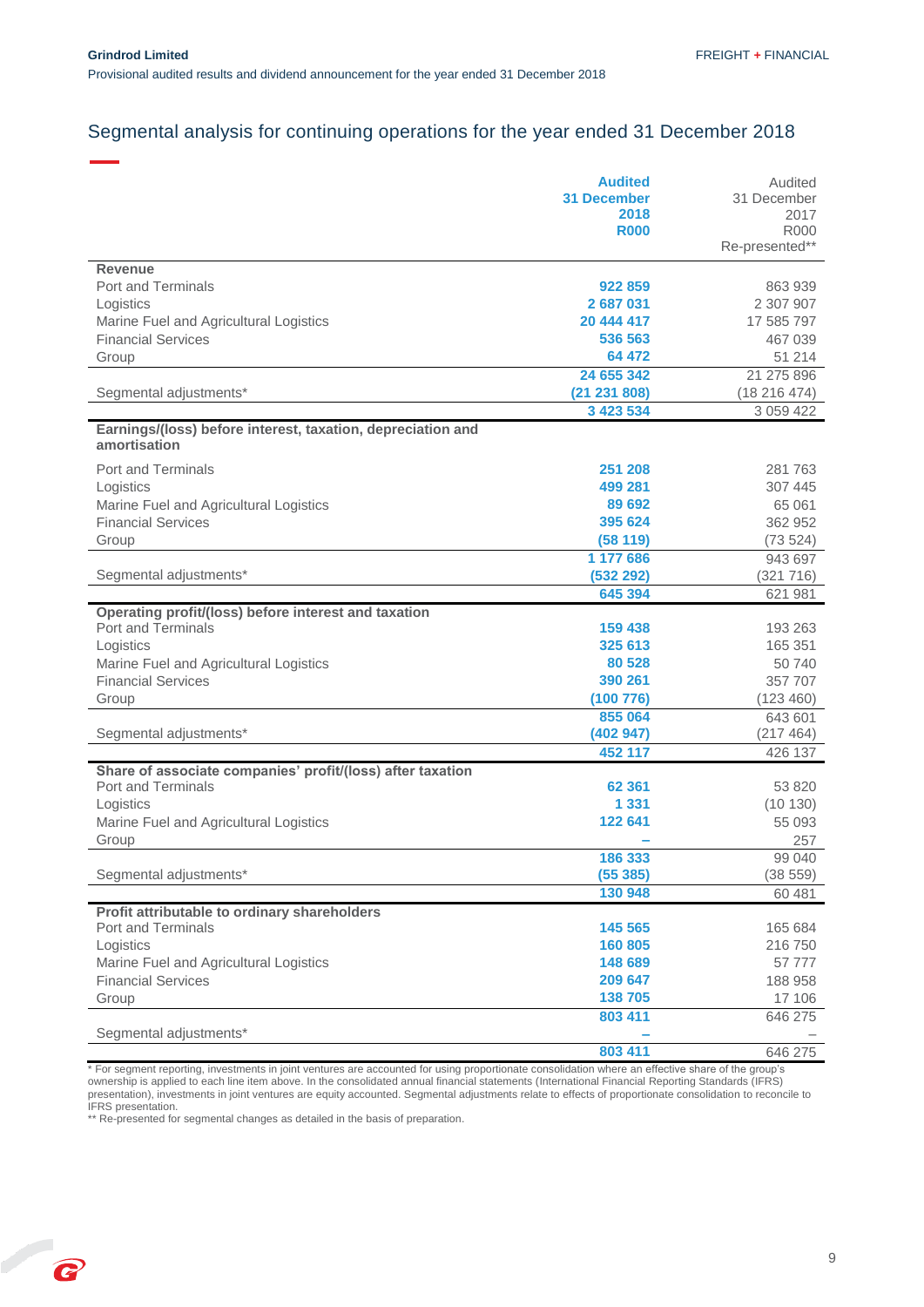# Segmental analysis for continuing operations for the year ended 31 December 2018

| | Audited 31 December 2018 R000 | Audited 31 December 2017 R000 Re-presented** |
|---|---|---|
| **Revenue** | | |
| Port and Terminals | 922 859 | 863 939 |
| Logistics | 2 687 031 | 2 307 907 |
| Marine Fuel and Agricultural Logistics | 20 444 417 | 17 585 797 |
| Financial Services | 536 563 | 467 039 |
| Group | 64 472 | 51 214 |
| | 24 655 342 | 21 275 896 |
| Segmental adjustments* | (21 231 808) | (18 216 474) |
| | 3 423 534 | 3 059 422 |
| **Earnings/(loss) before interest, taxation, depreciation and amortisation** | | |
| Port and Terminals | 251 208 | 281 763 |
| Logistics | 499 281 | 307 445 |
| Marine Fuel and Agricultural Logistics | 89 692 | 65 061 |
| Financial Services | 395 624 | 362 952 |
| Group | (58 119) | (73 524) |
| | 1 177 686 | 943 697 |
| Segmental adjustments* | (532 292) | (321 716) |
| | 645 394 | 621 981 |
| **Operating profit/(loss) before interest and taxation** | | |
| Port and Terminals | 159 438 | 193 263 |
| Logistics | 325 613 | 165 351 |
| Marine Fuel and Agricultural Logistics | 80 528 | 50 740 |
| Financial Services | 390 261 | 357 707 |
| Group | (100 776) | (123 460) |
| | 855 064 | 643 601 |
| Segmental adjustments* | (402 947) | (217 464) |
| | 452 117 | 426 137 |
| **Share of associate companies' profit/(loss) after taxation** | | |
| Port and Terminals | 62 361 | 53 820 |
| Logistics | 1 331 | (10 130) |
| Marine Fuel and Agricultural Logistics | 122 641 | 55 093 |
| Group | – | 257 |
| | 186 333 | 99 040 |
| Segmental adjustments* | (55 385) | (38 559) |
| | 130 948 | 60 481 |
| **Profit attributable to ordinary shareholders** | | |
| Port and Terminals | 145 565 | 165 684 |
| Logistics | 160 805 | 216 750 |
| Marine Fuel and Agricultural Logistics | 148 689 | 57 777 |
| Financial Services | 209 647 | 188 958 |
| Group | 138 705 | 17 106 |
| | 803 411 | 646 275 |
| Segmental adjustments* | – | – |
| | 803 411 | 646 275 |

* For segment reporting, investments in joint ventures are accounted for using proportionate consolidation where an effective share of the group's ownership is applied to each line item above. In the consolidated annual financial statements (International Financial Reporting Standards (IFRS) presentation), investments in joint ventures are equity accounted. Segmental adjustments relate to effects of proportionate consolidation to reconcile to IFRS presentation.

** Re-presented for segmental changes as detailed in the basis of preparation.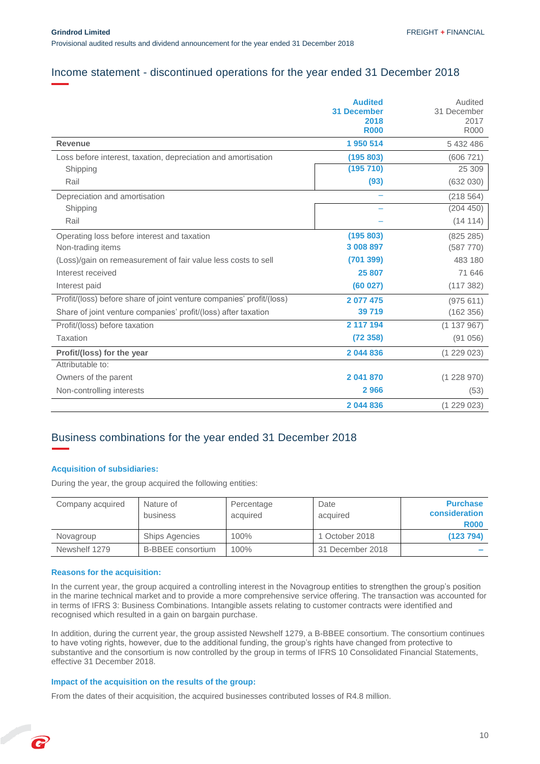## Income statement - discontinued operations for the year ended 31 December 2018

| | Audited 31 December 2018 R000 | Audited 31 December 2017 R000 |
|---|---|---|
| **Revenue** | **1 950 514** | 5 432 486 |
| Loss before interest, taxation, depreciation and amortisation | **(195 803)** | (606 721) |
| Shipping | **(195 710)** | 25 309 |
| Rail | **(93)** | (632 030) |
| Depreciation and amortisation | – | (218 564) |
| Shipping | – | (204 450) |
| Rail | – | (14 114) |
| Operating loss before interest and taxation | **(195 803)** | (825 285) |
| Non-trading items | **3 008 897** | (587 770) |
| (Loss)/gain on remeasurement of fair value less costs to sell | **(701 399)** | 483 180 |
| Interest received | **25 807** | 71 646 |
| Interest paid | **(60 027)** | (117 382) |
| Profit/(loss) before share of joint venture companies' profit/(loss) | **2 077 475** | (975 611) |
| Share of joint venture companies' profit/(loss) after taxation | **39 719** | (162 356) |
| Profit/(loss) before taxation | **2 117 194** | (1 137 967) |
| Taxation | **(72 358)** | (91 056) |
| **Profit/(loss) for the year** | **2 044 836** | (1 229 023) |
| Attributable to: | | |
| Owners of the parent | **2 041 870** | (1 228 970) |
| Non-controlling interests | **2 966** | (53) |
| | **2 044 836** | (1 229 023) |

## Business combinations for the year ended 31 December 2018

### Acquisition of subsidiaries:

During the year, the group acquired the following entities:

| Company acquired | Nature of business | Percentage acquired | Date acquired | Purchase consideration R000 |
|---|---|---|---|---|
| Novagroup | Ships Agencies | 100% | 1 October 2018 | **(123 794)** |
| Newshelf 1279 | B-BBEE consortium | 100% | 31 December 2018 | – |

### Reasons for the acquisition:

In the current year, the group acquired a controlling interest in the Novagroup entities to strengthen the group's position in the marine technical market and to provide a more comprehensive service offering. The transaction was accounted for in terms of IFRS 3: Business Combinations. Intangible assets relating to customer contracts were identified and recognised which resulted in a gain on bargain purchase.

In addition, during the current year, the group assisted Newshelf 1279, a B-BBEE consortium. The consortium continues to have voting rights, however, due to the additional funding, the group's rights have changed from protective to substantive and the consortium is now controlled by the group in terms of IFRS 10 Consolidated Financial Statements, effective 31 December 2018.

### Impact of the acquisition on the results of the group:

From the dates of their acquisition, the acquired businesses contributed losses of R4.8 million.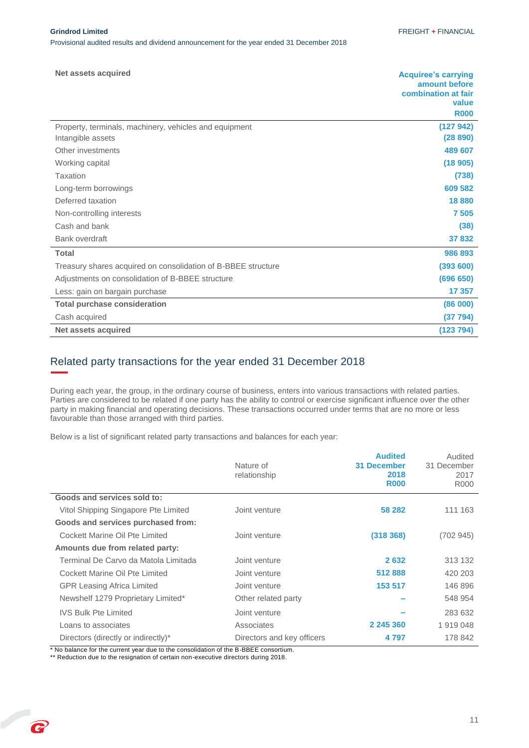| Net assets acquired | Acquiree's carrying amount before combination at fair value R000 |
|---|---|
| Property, terminals, machinery, vehicles and equipment | (127 942) |
| Intangible assets | (28 890) |
| Other investments | 489 607 |
| Working capital | (18 905) |
| Taxation | (738) |
| Long-term borrowings | 609 582 |
| Deferred taxation | 18 880 |
| Non-controlling interests | 7 505 |
| Cash and bank | (38) |
| Bank overdraft | 37 832 |
| **Total** | 986 893 |
| Treasury shares acquired on consolidation of B-BBEE structure | (393 600) |
| Adjustments on consolidation of B-BBEE structure | (696 650) |
| Less: gain on bargain purchase | 17 357 |
| **Total purchase consideration** | (86 000) |
| Cash acquired | (37 794) |
| **Net assets acquired** | (123 794) |

## Related party transactions for the year ended 31 December 2018

During each year, the group, in the ordinary course of business, enters into various transactions with related parties. Parties are considered to be related if one party has the ability to control or exercise significant influence over the other party in making financial and operating decisions. These transactions occurred under terms that are no more or less favourable than those arranged with third parties.

Below is a list of significant related party transactions and balances for each year:

| | Nature of relationship | Audited 31 December 2018 R000 | Audited 31 December 2017 R000 |
|---|---|---|---|
| **Goods and services sold to:** | | | |
| Vitol Shipping Singapore Pte Limited | Joint venture | 58 282 | 111 163 |
| **Goods and services purchased from:** | | | |
| Cockett Marine Oil Pte Limited | Joint venture | (318 368) | (702 945) |
| **Amounts due from related party:** | | | |
| Terminal De Carvo da Matola Limitada | Joint venture | 2 632 | 313 132 |
| Cockett Marine Oil Pte Limited | Joint venture | 512 888 | 420 203 |
| GPR Leasing Africa Limited | Joint venture | 153 517 | 146 896 |
| Newshelf 1279 Proprietary Limited* | Other related party | – | 548 954 |
| IVS Bulk Pte Limited | Joint venture | – | 283 632 |
| Loans to associates | Associates | 2 245 360 | 1 919 048 |
| Directors (directly or indirectly)* | Directors and key officers | 4 797 | 178 842 |

\* No balance for the current year due to the consolidation of the B-BBEE consortium.

\*\* Reduction due to the resignation of certain non-executive directors during 2018.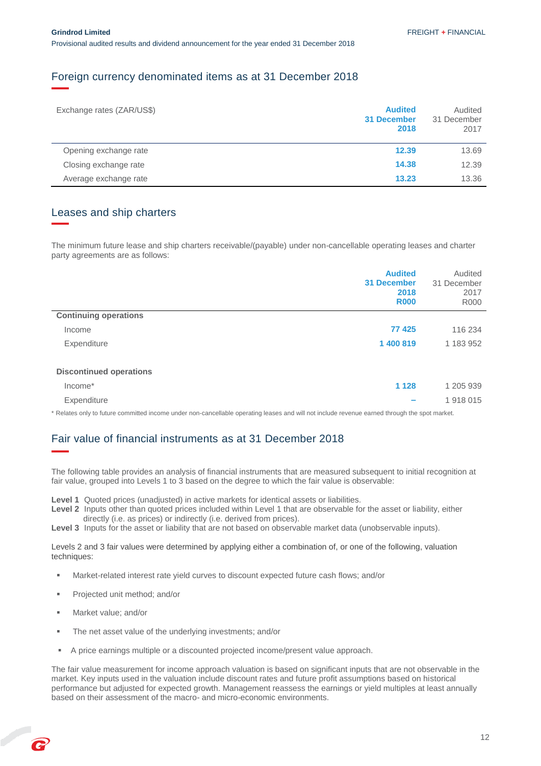## Foreign currency denominated items as at 31 December 2018

| Exchange rates (ZAR/US$) | Audited 31 December 2018 | Audited 31 December 2017 |
|---|---|---|
| Opening exchange rate | 12.39 | 13.69 |
| Closing exchange rate | 14.38 | 12.39 |
| Average exchange rate | 13.23 | 13.36 |

## Leases and ship charters

The minimum future lease and ship charters receivable/(payable) under non-cancellable operating leases and charter party agreements are as follows:

| | Audited 31 December 2018 R000 | Audited 31 December 2017 R000 |
|---|---|---|
| **Continuing operations** | | |
| Income | 77 425 | 116 234 |
| Expenditure | 1 400 819 | 1 183 952 |
| **Discontinued operations** | | |
| Income* | 1 128 | 1 205 939 |
| Expenditure | – | 1 918 015 |

\* Relates only to future committed income under non-cancellable operating leases and will not include revenue earned through the spot market.

## Fair value of financial instruments as at 31 December 2018

The following table provides an analysis of financial instruments that are measured subsequent to initial recognition at fair value, grouped into Levels 1 to 3 based on the degree to which the fair value is observable:

**Level 1** Quoted prices (unadjusted) in active markets for identical assets or liabilities.
**Level 2** Inputs other than quoted prices included within Level 1 that are observable for the asset or liability, either directly (i.e. as prices) or indirectly (i.e. derived from prices).
**Level 3** Inputs for the asset or liability that are not based on observable market data (unobservable inputs).

Levels 2 and 3 fair values were determined by applying either a combination of, or one of the following, valuation techniques:

- Market-related interest rate yield curves to discount expected future cash flows; and/or
- Projected unit method; and/or
- Market value; and/or
- The net asset value of the underlying investments; and/or
- A price earnings multiple or a discounted projected income/present value approach.

The fair value measurement for income approach valuation is based on significant inputs that are not observable in the market. Key inputs used in the valuation include discount rates and future profit assumptions based on historical performance but adjusted for expected growth. Management reassess the earnings or yield multiples at least annually based on their assessment of the macro- and micro-economic environments.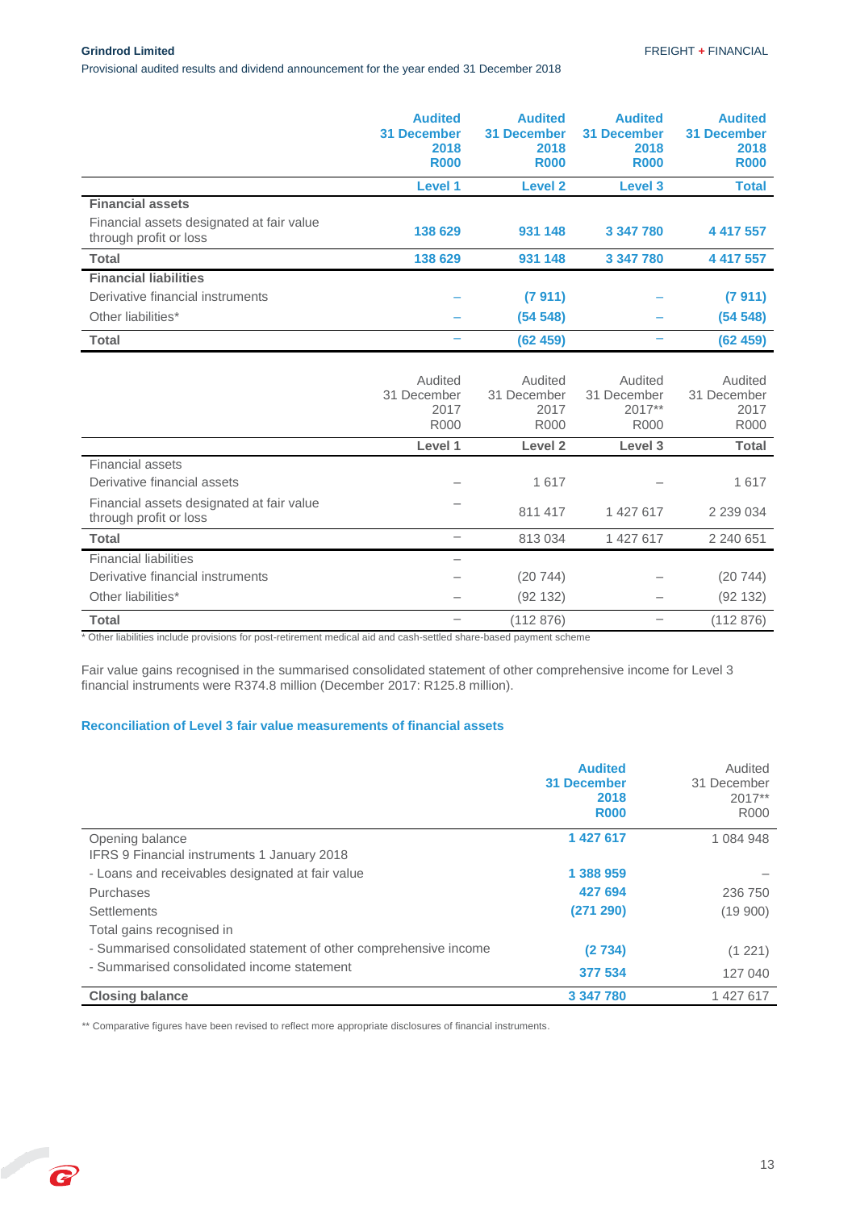| | Audited 31 December 2018 R000 | Audited 31 December 2018 R000 | Audited 31 December 2018 R000 | Audited 31 December 2018 R000 |
|---|---|---|---|---|
| | **Level 1** | **Level 2** | **Level 3** | **Total** |
| **Financial assets** | | | | |
| Financial assets designated at fair value through profit or loss | 138 629 | 931 148 | 3 347 780 | 4 417 557 |
| **Total** | 138 629 | 931 148 | 3 347 780 | 4 417 557 |
| **Financial liabilities** | | | | |
| Derivative financial instruments | – | (7 911) | – | (7 911) |
| Other liabilities* | – | (54 548) | – | (54 548) |
| **Total** | – | (62 459) | – | (62 459) |

| | Audited 31 December 2017 R000 | Audited 31 December 2017 R000 | Audited 31 December 2017** R000 | Audited 31 December 2017 R000 |
|---|---|---|---|---|
| | **Level 1** | **Level 2** | **Level 3** | **Total** |
| Financial assets | | | | |
| Derivative financial assets | – | 1 617 | – | 1 617 |
| Financial assets designated at fair value through profit or loss | – | 811 417 | 1 427 617 | 2 239 034 |
| **Total** | – | 813 034 | 1 427 617 | 2 240 651 |
| Financial liabilities | – | | | |
| Derivative financial instruments | – | (20 744) | – | (20 744) |
| Other liabilities* | – | (92 132) | – | (92 132) |
| **Total** | – | (112 876) | – | (112 876) |

* Other liabilities include provisions for post-retirement medical aid and cash-settled share-based payment scheme

Fair value gains recognised in the summarised consolidated statement of other comprehensive income for Level 3 financial instruments were R374.8 million (December 2017: R125.8 million).

### Reconciliation of Level 3 fair value measurements of financial assets

| | Audited 31 December 2018 R000 | Audited 31 December 2017** R000 |
|---|---|---|
| Opening balance | 1 427 617 | 1 084 948 |
| IFRS 9 Financial instruments 1 January 2018 | | |
| - Loans and receivables designated at fair value | 1 388 959 | – |
| Purchases | 427 694 | 236 750 |
| Settlements | (271 290) | (19 900) |
| Total gains recognised in | | |
| - Summarised consolidated statement of other comprehensive income | (2 734) | (1 221) |
| - Summarised consolidated income statement | 377 534 | 127 040 |
| **Closing balance** | 3 347 780 | 1 427 617 |

** Comparative figures have been revised to reflect more appropriate disclosures of financial instruments.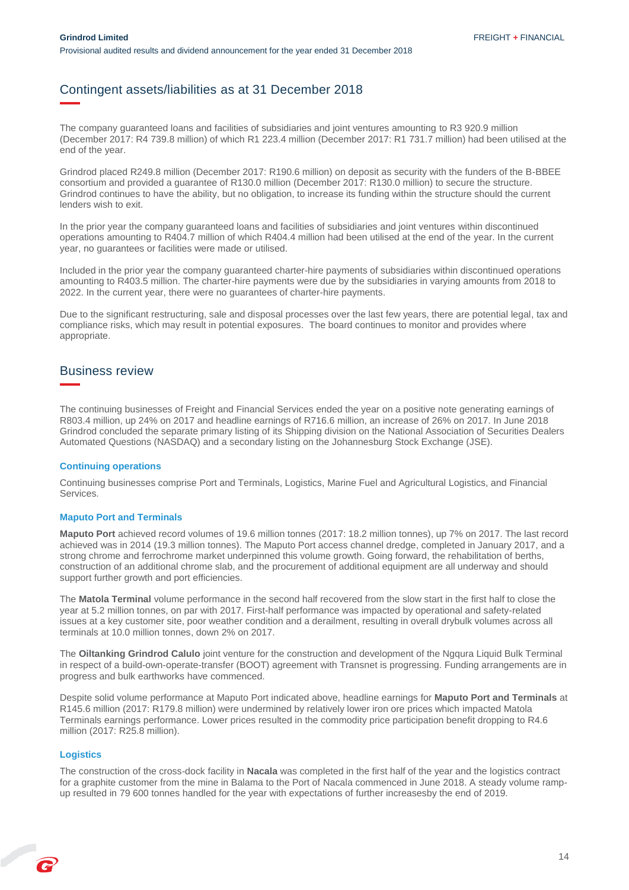## Contingent assets/liabilities as at 31 December 2018

The company guaranteed loans and facilities of subsidiaries and joint ventures amounting to R3 920.9 million (December 2017: R4 739.8 million) of which R1 223.4 million (December 2017: R1 731.7 million) had been utilised at the end of the year.

Grindrod placed R249.8 million (December 2017: R190.6 million) on deposit as security with the funders of the B-BBEE consortium and provided a guarantee of R130.0 million (December 2017: R130.0 million) to secure the structure. Grindrod continues to have the ability, but no obligation, to increase its funding within the structure should the current lenders wish to exit.

In the prior year the company guaranteed loans and facilities of subsidiaries and joint ventures within discontinued operations amounting to R404.7 million of which R404.4 million had been utilised at the end of the year. In the current year, no guarantees or facilities were made or utilised.

Included in the prior year the company guaranteed charter-hire payments of subsidiaries within discontinued operations amounting to R403.5 million. The charter-hire payments were due by the subsidiaries in varying amounts from 2018 to 2022. In the current year, there were no guarantees of charter-hire payments.

Due to the significant restructuring, sale and disposal processes over the last few years, there are potential legal, tax and compliance risks, which may result in potential exposures. The board continues to monitor and provides where appropriate.

## Business review

The continuing businesses of Freight and Financial Services ended the year on a positive note generating earnings of R803.4 million, up 24% on 2017 and headline earnings of R716.6 million, an increase of 26% on 2017. In June 2018 Grindrod concluded the separate primary listing of its Shipping division on the National Association of Securities Dealers Automated Questions (NASDAQ) and a secondary listing on the Johannesburg Stock Exchange (JSE).

### Continuing operations

Continuing businesses comprise Port and Terminals, Logistics, Marine Fuel and Agricultural Logistics, and Financial Services.

### Maputo Port and Terminals

**Maputo Port** achieved record volumes of 19.6 million tonnes (2017: 18.2 million tonnes), up 7% on 2017. The last record achieved was in 2014 (19.3 million tonnes). The Maputo Port access channel dredge, completed in January 2017, and a strong chrome and ferrochrome market underpinned this volume growth. Going forward, the rehabilitation of berths, construction of an additional chrome slab, and the procurement of additional equipment are all underway and should support further growth and port efficiencies.

The **Matola Terminal** volume performance in the second half recovered from the slow start in the first half to close the year at 5.2 million tonnes, on par with 2017. First-half performance was impacted by operational and safety-related issues at a key customer site, poor weather condition and a derailment, resulting in overall drybulk volumes across all terminals at 10.0 million tonnes, down 2% on 2017.

The **Oiltanking Grindrod Calulo** joint venture for the construction and development of the Ngqura Liquid Bulk Terminal in respect of a build-own-operate-transfer (BOOT) agreement with Transnet is progressing. Funding arrangements are in progress and bulk earthworks have commenced.

Despite solid volume performance at Maputo Port indicated above, headline earnings for **Maputo Port and Terminals** at R145.6 million (2017: R179.8 million) were undermined by relatively lower iron ore prices which impacted Matola Terminals earnings performance. Lower prices resulted in the commodity price participation benefit dropping to R4.6 million (2017: R25.8 million).

### Logistics

The construction of the cross-dock facility in **Nacala** was completed in the first half of the year and the logistics contract for a graphite customer from the mine in Balama to the Port of Nacala commenced in June 2018. A steady volume ramp-up resulted in 79 600 tonnes handled for the year with expectations of further increasesby the end of 2019.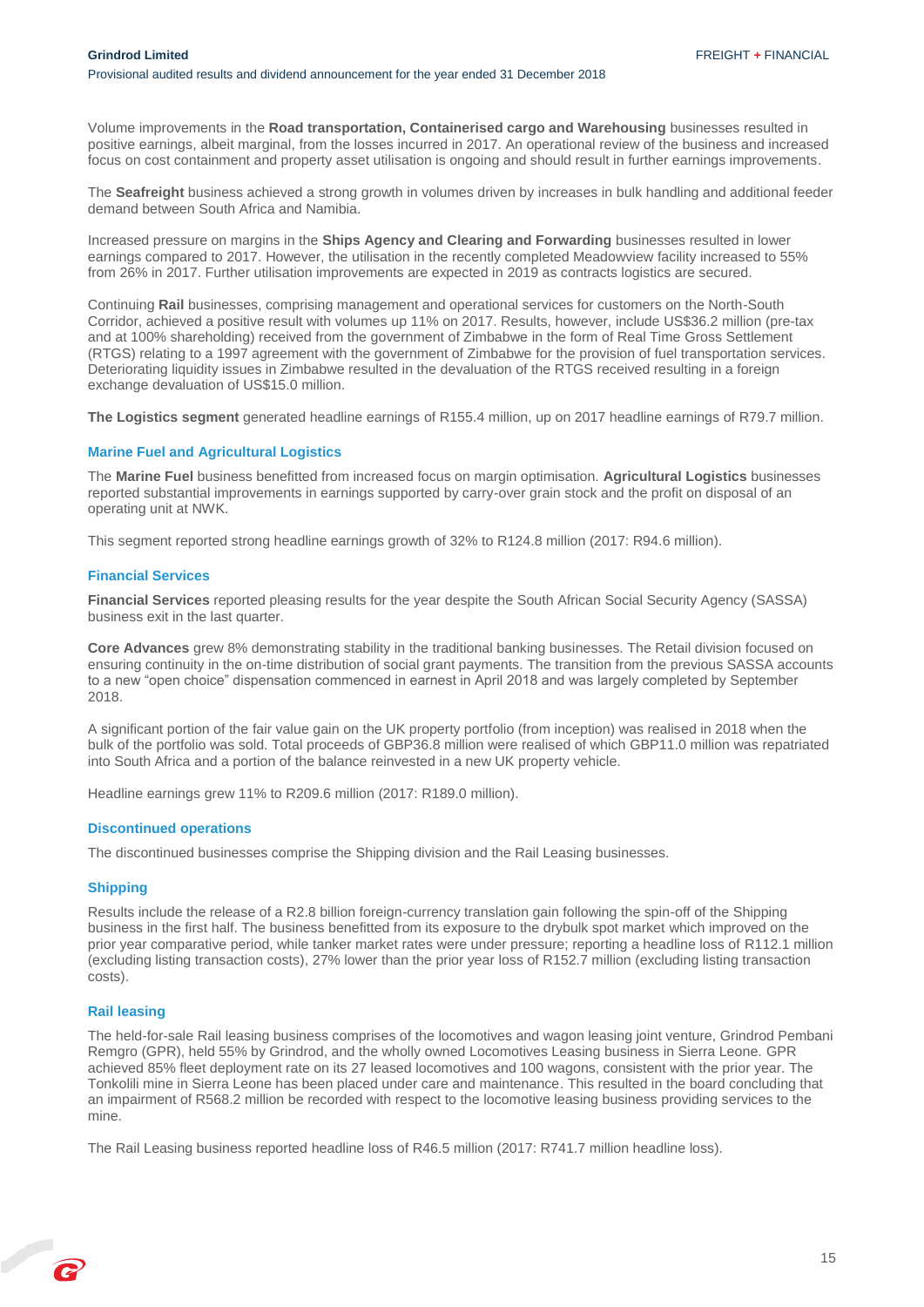Volume improvements in the **Road transportation, Containerised cargo and Warehousing** businesses resulted in positive earnings, albeit marginal, from the losses incurred in 2017. An operational review of the business and increased focus on cost containment and property asset utilisation is ongoing and should result in further earnings improvements.

The **Seafreight** business achieved a strong growth in volumes driven by increases in bulk handling and additional feeder demand between South Africa and Namibia.

Increased pressure on margins in the **Ships Agency and Clearing and Forwarding** businesses resulted in lower earnings compared to 2017. However, the utilisation in the recently completed Meadowview facility increased to 55% from 26% in 2017. Further utilisation improvements are expected in 2019 as contracts logistics are secured.

Continuing **Rail** businesses, comprising management and operational services for customers on the North-South Corridor, achieved a positive result with volumes up 11% on 2017. Results, however, include US$36.2 million (pre-tax and at 100% shareholding) received from the government of Zimbabwe in the form of Real Time Gross Settlement (RTGS) relating to a 1997 agreement with the government of Zimbabwe for the provision of fuel transportation services. Deteriorating liquidity issues in Zimbabwe resulted in the devaluation of the RTGS received resulting in a foreign exchange devaluation of US$15.0 million.

**The Logistics segment** generated headline earnings of R155.4 million, up on 2017 headline earnings of R79.7 million.

### Marine Fuel and Agricultural Logistics

The **Marine Fuel** business benefitted from increased focus on margin optimisation. **Agricultural Logistics** businesses reported substantial improvements in earnings supported by carry-over grain stock and the profit on disposal of an operating unit at NWK.

This segment reported strong headline earnings growth of 32% to R124.8 million (2017: R94.6 million).

### Financial Services

**Financial Services** reported pleasing results for the year despite the South African Social Security Agency (SASSA) business exit in the last quarter.

**Core Advances** grew 8% demonstrating stability in the traditional banking businesses. The Retail division focused on ensuring continuity in the on-time distribution of social grant payments. The transition from the previous SASSA accounts to a new "open choice" dispensation commenced in earnest in April 2018 and was largely completed by September 2018.

A significant portion of the fair value gain on the UK property portfolio (from inception) was realised in 2018 when the bulk of the portfolio was sold. Total proceeds of GBP36.8 million were realised of which GBP11.0 million was repatriated into South Africa and a portion of the balance reinvested in a new UK property vehicle.

Headline earnings grew 11% to R209.6 million (2017: R189.0 million).

### Discontinued operations

The discontinued businesses comprise the Shipping division and the Rail Leasing businesses.

### Shipping

Results include the release of a R2.8 billion foreign-currency translation gain following the spin-off of the Shipping business in the first half. The business benefitted from its exposure to the drybulk spot market which improved on the prior year comparative period, while tanker market rates were under pressure; reporting a headline loss of R112.1 million (excluding listing transaction costs), 27% lower than the prior year loss of R152.7 million (excluding listing transaction costs).

### Rail leasing

The held-for-sale Rail leasing business comprises of the locomotives and wagon leasing joint venture, Grindrod Pembani Remgro (GPR), held 55% by Grindrod, and the wholly owned Locomotives Leasing business in Sierra Leone. GPR achieved 85% fleet deployment rate on its 27 leased locomotives and 100 wagons, consistent with the prior year. The Tonkolili mine in Sierra Leone has been placed under care and maintenance. This resulted in the board concluding that an impairment of R568.2 million be recorded with respect to the locomotive leasing business providing services to the mine.

The Rail Leasing business reported headline loss of R46.5 million (2017: R741.7 million headline loss).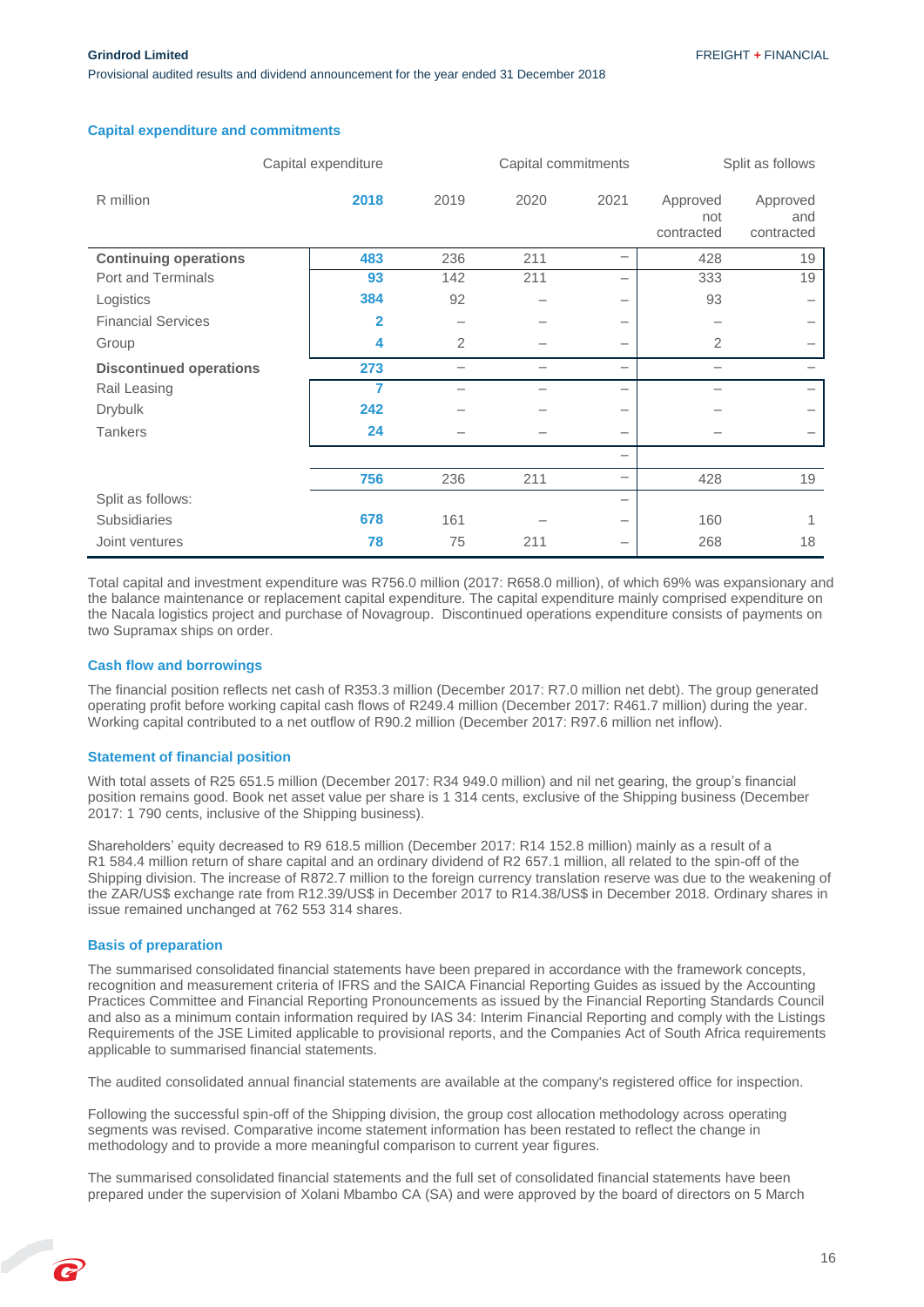## Capital expenditure and commitments

| R million | Capital expenditure 2018 | Capital commitments 2019 | 2020 | 2021 | Split as follows: Approved not contracted | Approved and contracted |
|---|---|---|---|---|---|---|
| **Continuing operations** | **483** | 236 | 211 | – | 428 | 19 |
| Port and Terminals | **93** | 142 | 211 | – | 333 | 19 |
| Logistics | **384** | 92 | – | – | 93 | – |
| Financial Services | **2** | – | – | – | – | – |
| Group | **4** | 2 | – | – | 2 | – |
| **Discontinued operations** | **273** | – | – | – | – | – |
| Rail Leasing | **7** | – | – | – | – | – |
| Drybulk | **242** | – | – | – | – | – |
| Tankers | **24** | – | – | – | – | – |
| | | | | – | | |
| | **756** | 236 | 211 | – | 428 | 19 |
| Split as follows: | | | | – | | |
| Subsidiaries | **678** | 161 | – | – | 160 | 1 |
| Joint ventures | **78** | 75 | 211 | – | 268 | 18 |

Total capital and investment expenditure was R756.0 million (2017: R658.0 million), of which 69% was expansionary and the balance maintenance or replacement capital expenditure. The capital expenditure mainly comprised expenditure on the Nacala logistics project and purchase of Novagroup. Discontinued operations expenditure consists of payments on two Supramax ships on order.

## Cash flow and borrowings

The financial position reflects net cash of R353.3 million (December 2017: R7.0 million net debt). The group generated operating profit before working capital cash flows of R249.4 million (December 2017: R461.7 million) during the year. Working capital contributed to a net outflow of R90.2 million (December 2017: R97.6 million net inflow).

## Statement of financial position

With total assets of R25 651.5 million (December 2017: R34 949.0 million) and nil net gearing, the group's financial position remains good. Book net asset value per share is 1 314 cents, exclusive of the Shipping business (December 2017: 1 790 cents, inclusive of the Shipping business).

Shareholders' equity decreased to R9 618.5 million (December 2017: R14 152.8 million) mainly as a result of a R1 584.4 million return of share capital and an ordinary dividend of R2 657.1 million, all related to the spin-off of the Shipping division. The increase of R872.7 million to the foreign currency translation reserve was due to the weakening of the ZAR/US$ exchange rate from R12.39/US$ in December 2017 to R14.38/US$ in December 2018. Ordinary shares in issue remained unchanged at 762 553 314 shares.

## Basis of preparation

The summarised consolidated financial statements have been prepared in accordance with the framework concepts, recognition and measurement criteria of IFRS and the SAICA Financial Reporting Guides as issued by the Accounting Practices Committee and Financial Reporting Pronouncements as issued by the Financial Reporting Standards Council and also as a minimum contain information required by IAS 34: Interim Financial Reporting and comply with the Listings Requirements of the JSE Limited applicable to provisional reports, and the Companies Act of South Africa requirements applicable to summarised financial statements.

The audited consolidated annual financial statements are available at the company's registered office for inspection.

Following the successful spin-off of the Shipping division, the group cost allocation methodology across operating segments was revised. Comparative income statement information has been restated to reflect the change in methodology and to provide a more meaningful comparison to current year figures.

The summarised consolidated financial statements and the full set of consolidated financial statements have been prepared under the supervision of Xolani Mbambo CA (SA) and were approved by the board of directors on 5 March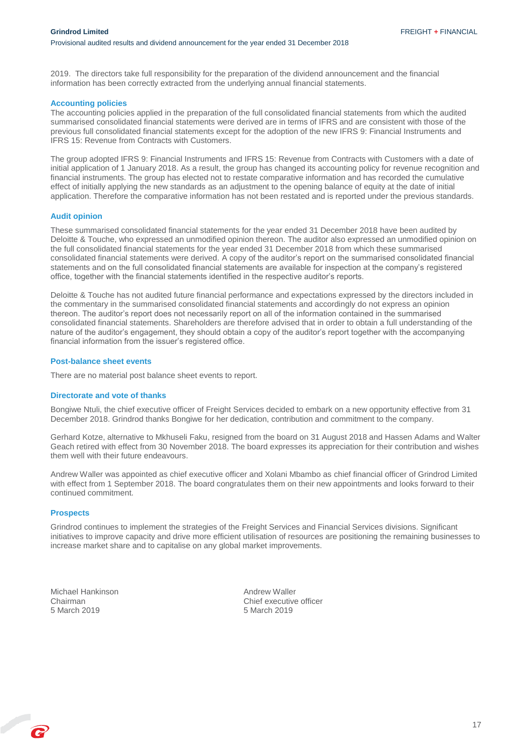2019. The directors take full responsibility for the preparation of the dividend announcement and the financial information has been correctly extracted from the underlying annual financial statements.

## Accounting policies

The accounting policies applied in the preparation of the full consolidated financial statements from which the audited summarised consolidated financial statements were derived are in terms of IFRS and are consistent with those of the previous full consolidated financial statements except for the adoption of the new IFRS 9: Financial Instruments and IFRS 15: Revenue from Contracts with Customers.

The group adopted IFRS 9: Financial Instruments and IFRS 15: Revenue from Contracts with Customers with a date of initial application of 1 January 2018. As a result, the group has changed its accounting policy for revenue recognition and financial instruments. The group has elected not to restate comparative information and has recorded the cumulative effect of initially applying the new standards as an adjustment to the opening balance of equity at the date of initial application. Therefore the comparative information has not been restated and is reported under the previous standards.

## Audit opinion

These summarised consolidated financial statements for the year ended 31 December 2018 have been audited by Deloitte & Touche, who expressed an unmodified opinion thereon. The auditor also expressed an unmodified opinion on the full consolidated financial statements for the year ended 31 December 2018 from which these summarised consolidated financial statements were derived. A copy of the auditor's report on the summarised consolidated financial statements and on the full consolidated financial statements are available for inspection at the company's registered office, together with the financial statements identified in the respective auditor's reports.

Deloitte & Touche has not audited future financial performance and expectations expressed by the directors included in the commentary in the summarised consolidated financial statements and accordingly do not express an opinion thereon. The auditor's report does not necessarily report on all of the information contained in the summarised consolidated financial statements. Shareholders are therefore advised that in order to obtain a full understanding of the nature of the auditor's engagement, they should obtain a copy of the auditor's report together with the accompanying financial information from the issuer's registered office.

## Post-balance sheet events

There are no material post balance sheet events to report.

## Directorate and vote of thanks

Bongiwe Ntuli, the chief executive officer of Freight Services decided to embark on a new opportunity effective from 31 December 2018. Grindrod thanks Bongiwe for her dedication, contribution and commitment to the company.

Gerhard Kotze, alternative to Mkhuseli Faku, resigned from the board on 31 August 2018 and Hassen Adams and Walter Geach retired with effect from 30 November 2018. The board expresses its appreciation for their contribution and wishes them well with their future endeavours.

Andrew Waller was appointed as chief executive officer and Xolani Mbambo as chief financial officer of Grindrod Limited with effect from 1 September 2018. The board congratulates them on their new appointments and looks forward to their continued commitment.

## Prospects

Grindrod continues to implement the strategies of the Freight Services and Financial Services divisions. Significant initiatives to improve capacity and drive more efficient utilisation of resources are positioning the remaining businesses to increase market share and to capitalise on any global market improvements.

Michael Hankinson
Chairman
5 March 2019

Andrew Waller
Chief executive officer
5 March 2019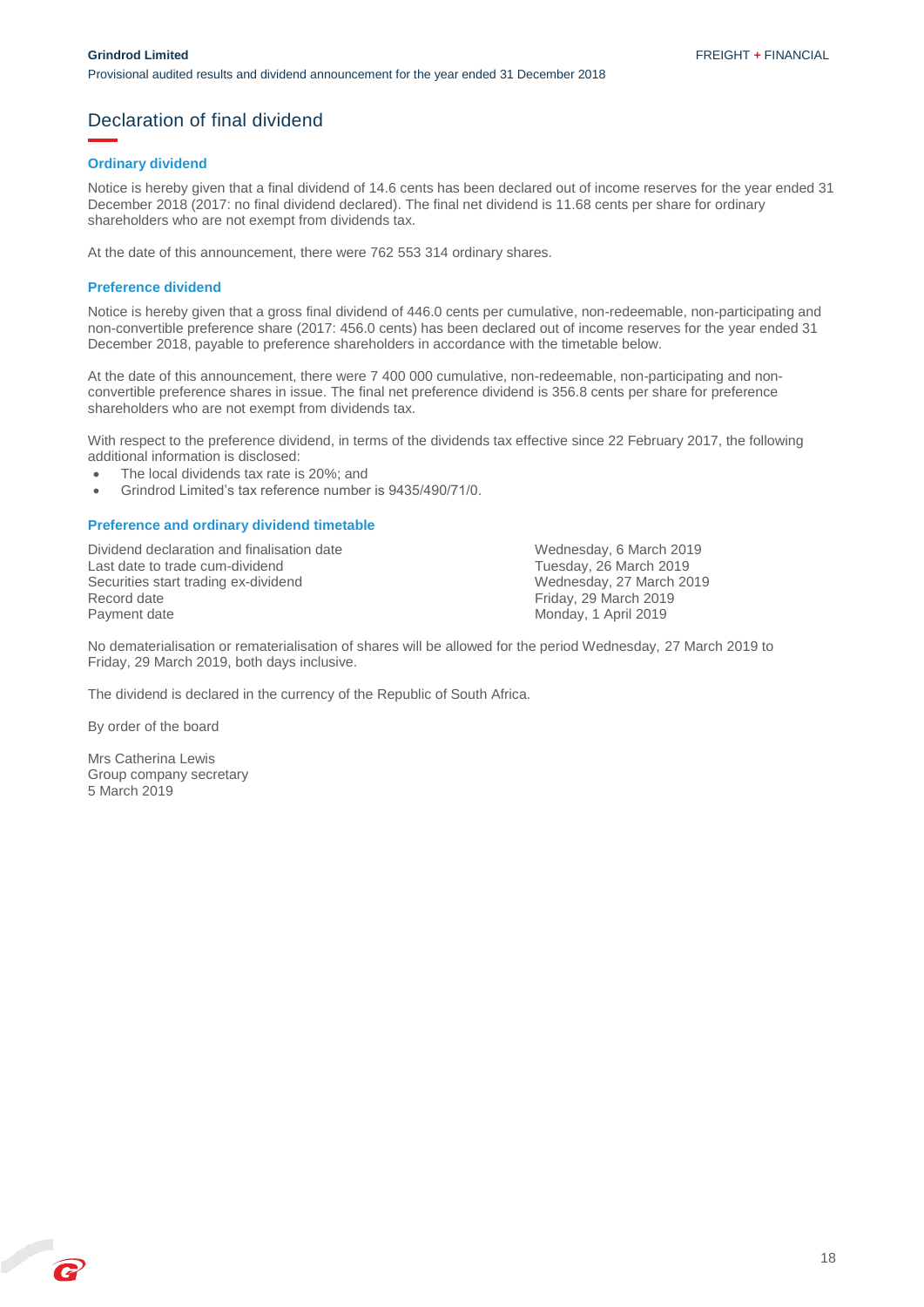# Declaration of final dividend

### Ordinary dividend

Notice is hereby given that a final dividend of 14.6 cents has been declared out of income reserves for the year ended 31 December 2018 (2017: no final dividend declared). The final net dividend is 11.68 cents per share for ordinary shareholders who are not exempt from dividends tax.

At the date of this announcement, there were 762 553 314 ordinary shares.

### Preference dividend

Notice is hereby given that a gross final dividend of 446.0 cents per cumulative, non-redeemable, non-participating and non-convertible preference share (2017: 456.0 cents) has been declared out of income reserves for the year ended 31 December 2018, payable to preference shareholders in accordance with the timetable below.

At the date of this announcement, there were 7 400 000 cumulative, non-redeemable, non-participating and non-convertible preference shares in issue. The final net preference dividend is 356.8 cents per share for preference shareholders who are not exempt from dividends tax.

With respect to the preference dividend, in terms of the dividends tax effective since 22 February 2017, the following additional information is disclosed:

- The local dividends tax rate is 20%; and
- Grindrod Limited's tax reference number is 9435/490/71/0.

### Preference and ordinary dividend timetable

| | |
|---|---|
| Dividend declaration and finalisation date | Wednesday, 6 March 2019 |
| Last date to trade cum-dividend | Tuesday, 26 March 2019 |
| Securities start trading ex-dividend | Wednesday, 27 March 2019 |
| Record date | Friday, 29 March 2019 |
| Payment date | Monday, 1 April 2019 |

No dematerialisation or rematerialisation of shares will be allowed for the period Wednesday, 27 March 2019 to Friday, 29 March 2019, both days inclusive.

The dividend is declared in the currency of the Republic of South Africa.

By order of the board

Mrs Catherina Lewis
Group company secretary
5 March 2019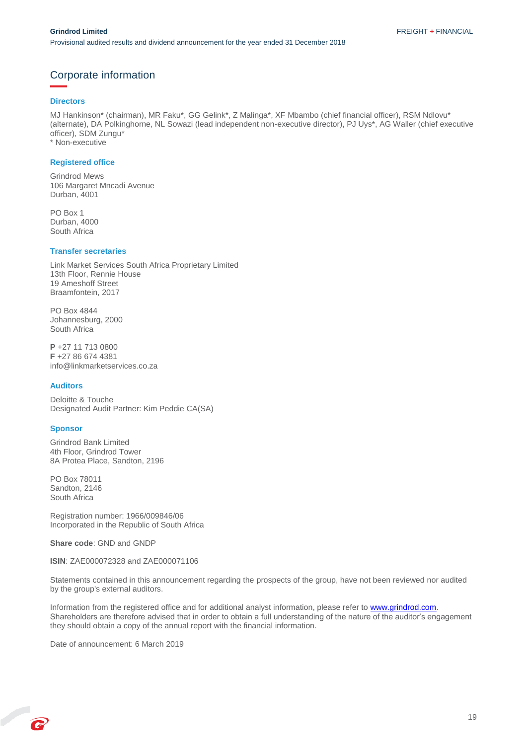# Corporate information

### Directors

MJ Hankinson* (chairman), MR Faku*, GG Gelink*, Z Malinga*, XF Mbambo (chief financial officer), RSM Ndlovu* (alternate), DA Polkinghorne, NL Sowazi (lead independent non-executive director), PJ Uys*, AG Waller (chief executive officer), SDM Zungu*
* Non-executive

### Registered office

Grindrod Mews
106 Margaret Mncadi Avenue
Durban, 4001

PO Box 1
Durban, 4000
South Africa

### Transfer secretaries

Link Market Services South Africa Proprietary Limited
13th Floor, Rennie House
19 Ameshoff Street
Braamfontein, 2017

PO Box 4844
Johannesburg, 2000
South Africa

**P** +27 11 713 0800
**F** +27 86 674 4381
info@linkmarketservices.co.za

### Auditors

Deloitte & Touche
Designated Audit Partner: Kim Peddie CA(SA)

### Sponsor

Grindrod Bank Limited
4th Floor, Grindrod Tower
8A Protea Place, Sandton, 2196

PO Box 78011
Sandton, 2146
South Africa

Registration number: 1966/009846/06
Incorporated in the Republic of South Africa

**Share code**: GND and GNDP

**ISIN**: ZAE000072328 and ZAE000071106

Statements contained in this announcement regarding the prospects of the group, have not been reviewed nor audited by the group's external auditors.

Information from the registered office and for additional analyst information, please refer to www.grindrod.com. Shareholders are therefore advised that in order to obtain a full understanding of the nature of the auditor's engagement they should obtain a copy of the annual report with the financial information.

Date of announcement: 6 March 2019